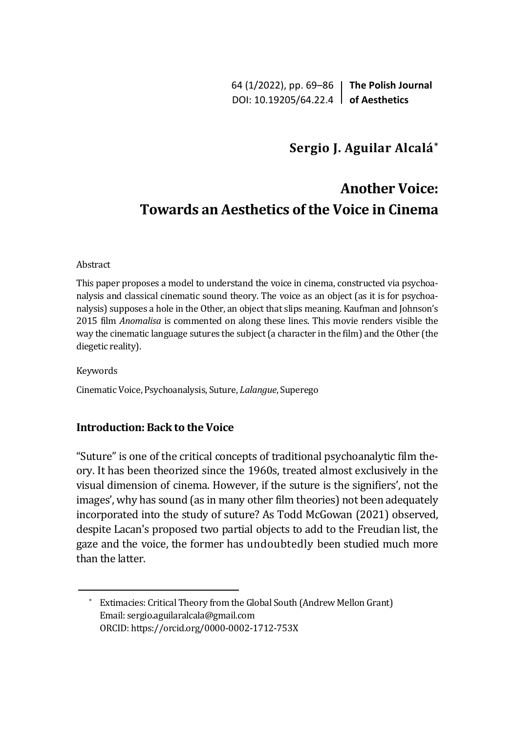## Sergio J. Aguilar Alcalá*

# Another Voice: Towards an Aesthetics of the Voice in Cinema

Abstract

This paper proposes a model to understand the voice in cinema, constructed via psychoanalysis and classical cinematic sound theory. The voice as an object (as it is for psychoanalysis) supposes a hole in the Other, an object that slips meaning. Kaufman and Johnson's 2015 film *Anomalisa* is commented on along these lines. This movie renders visible the way the cinematic language sutures the subject (a character in the film) and the Other (the diegetic reality).

Keywords

Cinematic Voice, Psychoanalysis, Suture, *Lalangue*, Superego

### Introduction: Back to the Voice

"Suture" is one of the critical concepts of traditional psychoanalytic film theory. It has been theorized since the 1960s, treated almost exclusively in the visual dimension of cinema. However, if the suture is the signifiers', not the images', why has sound (as in many other film theories) not been adequately incorporated into the study of suture? As Todd McGowan (2021) observed, despite Lacan's proposed two partial objects to add to the Freudian list, the gaze and the voice, the former has undoubtedly been studied much more than the latter.

---

* Extimacies: Critical Theory from the Global South (Andrew Mellon Grant)
Email: sergio.aguilaralcala@gmail.com
ORCID: https://orcid.org/0000-0002-1712-753X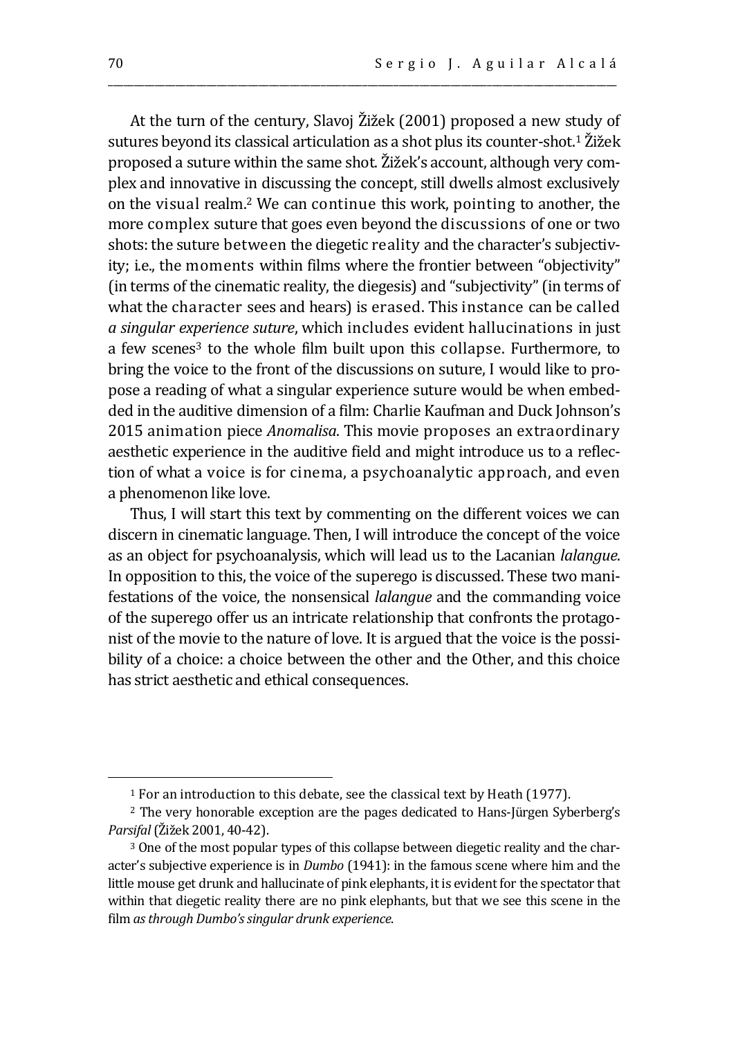At the turn of the century, Slavoj Žižek (2001) proposed a new study of sutures beyond its classical articulation as a shot plus its counter-shot.[1] Žižek proposed a suture within the same shot. Žižek's account, although very complex and innovative in discussing the concept, still dwells almost exclusively on the visual realm.[2] We can continue this work, pointing to another, the more complex suture that goes even beyond the discussions of one or two shots: the suture between the diegetic reality and the character's subjectivity; i.e., the moments within films where the frontier between "objectivity" (in terms of the cinematic reality, the diegesis) and "subjectivity" (in terms of what the character sees and hears) is erased. This instance can be called *a singular experience suture*, which includes evident hallucinations in just a few scenes[3] to the whole film built upon this collapse. Furthermore, to bring the voice to the front of the discussions on suture, I would like to propose a reading of what a singular experience suture would be when embedded in the auditive dimension of a film: Charlie Kaufman and Duck Johnson's 2015 animation piece *Anomalisa*. This movie proposes an extraordinary aesthetic experience in the auditive field and might introduce us to a reflection of what a voice is for cinema, a psychoanalytic approach, and even a phenomenon like love.

Thus, I will start this text by commenting on the different voices we can discern in cinematic language. Then, I will introduce the concept of the voice as an object for psychoanalysis, which will lead us to the Lacanian *lalangue*. In opposition to this, the voice of the superego is discussed. These two manifestations of the voice, the nonsensical *lalangue* and the commanding voice of the superego offer us an intricate relationship that confronts the protagonist of the movie to the nature of love. It is argued that the voice is the possibility of a choice: a choice between the other and the Other, and this choice has strict aesthetic and ethical consequences.

---

[1] For an introduction to this debate, see the classical text by Heath (1977).

[2] The very honorable exception are the pages dedicated to Hans-Jürgen Syberberg's *Parsifal* (Žižek 2001, 40-42).

[3] One of the most popular types of this collapse between diegetic reality and the character's subjective experience is in *Dumbo* (1941): in the famous scene where him and the little mouse get drunk and hallucinate of pink elephants, it is evident for the spectator that within that diegetic reality there are no pink elephants, but that we see this scene in the film *as through Dumbo's singular drunk experience*.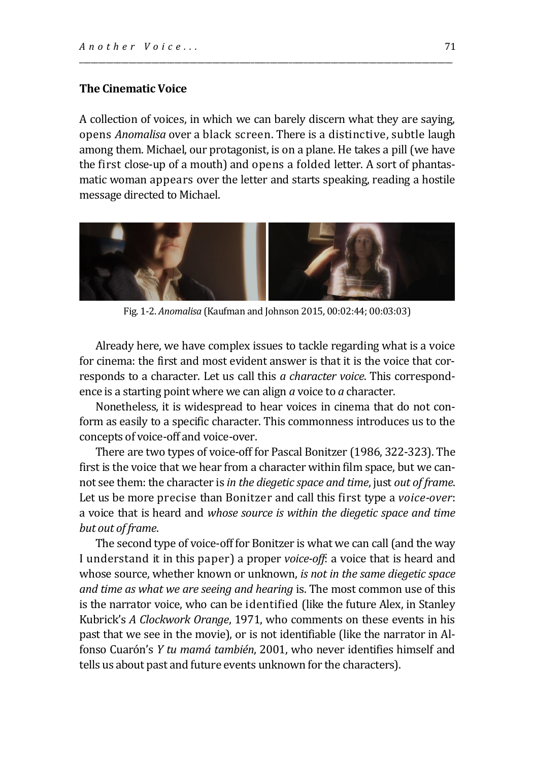## The Cinematic Voice

A collection of voices, in which we can barely discern what they are saying, opens *Anomalisa* over a black screen. There is a distinctive, subtle laugh among them. Michael, our protagonist, is on a plane. He takes a pill (we have the first close-up of a mouth) and opens a folded letter. A sort of phantasmatic woman appears over the letter and starts speaking, reading a hostile message directed to Michael.

Fig. 1-2. *Anomalisa* (Kaufman and Johnson 2015, 00:02:44; 00:03:03)

Already here, we have complex issues to tackle regarding what is a voice for cinema: the first and most evident answer is that it is the voice that corresponds to a character. Let us call this *a character voice*. This correspondence is a starting point where we can align *a* voice to *a* character.

Nonetheless, it is widespread to hear voices in cinema that do not conform as easily to a specific character. This commonness introduces us to the concepts of voice-off and voice-over.

There are two types of voice-off for Pascal Bonitzer (1986, 322-323). The first is the voice that we hear from a character within film space, but we cannot see them: the character is *in the diegetic space and time*, just *out of frame*. Let us be more precise than Bonitzer and call this first type a *voice-over*: a voice that is heard and *whose source is within the diegetic space and time but out of frame*.

The second type of voice-off for Bonitzer is what we can call (and the way I understand it in this paper) a proper *voice-off*: a voice that is heard and whose source, whether known or unknown, *is not in the same diegetic space and time as what we are seeing and hearing* is. The most common use of this is the narrator voice, who can be identified (like the future Alex, in Stanley Kubrick's *A Clockwork Orange*, 1971, who comments on these events in his past that we see in the movie), or is not identifiable (like the narrator in Alfonso Cuarón's *Y tu mamá también*, 2001, who never identifies himself and tells us about past and future events unknown for the characters).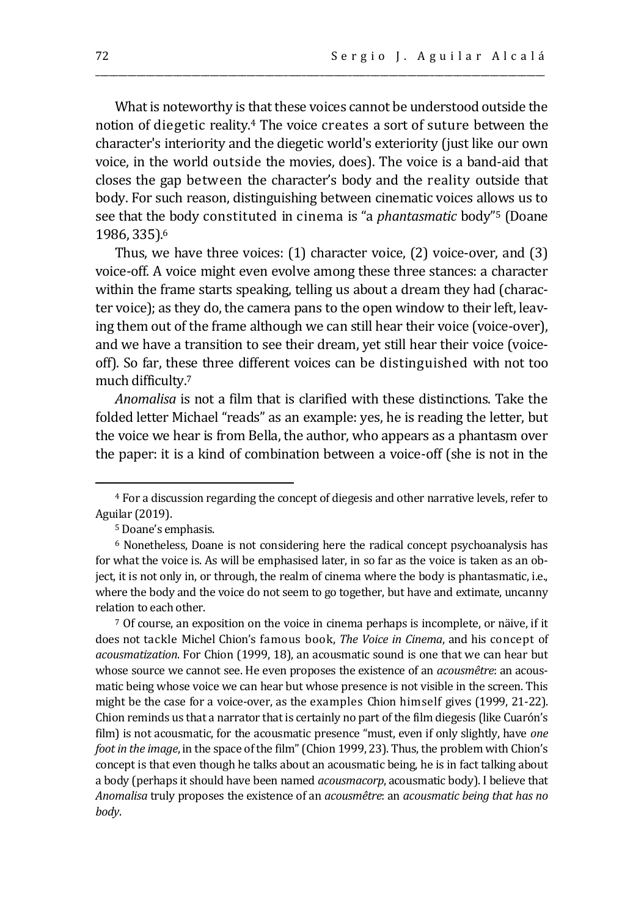What is noteworthy is that these voices cannot be understood outside the notion of diegetic reality.[4] The voice creates a sort of suture between the character's interiority and the diegetic world's exteriority (just like our own voice, in the world outside the movies, does). The voice is a band-aid that closes the gap between the character's body and the reality outside that body. For such reason, distinguishing between cinematic voices allows us to see that the body constituted in cinema is "a *phantasmatic* body"[5] (Doane 1986, 335).[6]

Thus, we have three voices: (1) character voice, (2) voice-over, and (3) voice-off. A voice might even evolve among these three stances: a character within the frame starts speaking, telling us about a dream they had (character voice); as they do, the camera pans to the open window to their left, leaving them out of the frame although we can still hear their voice (voice-over), and we have a transition to see their dream, yet still hear their voice (voice-off). So far, these three different voices can be distinguished with not too much difficulty.[7]

*Anomalisa* is not a film that is clarified with these distinctions. Take the folded letter Michael "reads" as an example: yes, he is reading the letter, but the voice we hear is from Bella, the author, who appears as a phantasm over the paper: it is a kind of combination between a voice-off (she is not in the

---

[4] For a discussion regarding the concept of diegesis and other narrative levels, refer to Aguilar (2019).

[5] Doane's emphasis.

[6] Nonetheless, Doane is not considering here the radical concept psychoanalysis has for what the voice is. As will be emphasised later, in so far as the voice is taken as an object, it is not only in, or through, the realm of cinema where the body is phantasmatic, i.e., where the body and the voice do not seem to go together, but have and extimate, uncanny relation to each other.

[7] Of course, an exposition on the voice in cinema perhaps is incomplete, or näive, if it does not tackle Michel Chion's famous book, *The Voice in Cinema*, and his concept of *acousmatization*. For Chion (1999, 18), an acousmatic sound is one that we can hear but whose source we cannot see. He even proposes the existence of an *acousmêtre*: an acousmatic being whose voice we can hear but whose presence is not visible in the screen. This might be the case for a voice-over, as the examples Chion himself gives (1999, 21-22). Chion reminds us that a narrator that is certainly no part of the film diegesis (like Cuarón's film) is not acousmatic, for the acousmatic presence "must, even if only slightly, have *one foot in the image*, in the space of the film" (Chion 1999, 23). Thus, the problem with Chion's concept is that even though he talks about an acousmatic being, he is in fact talking about a body (perhaps it should have been named *acousmacorp*, acousmatic body). I believe that *Anomalisa* truly proposes the existence of an *acousmêtre*: an *acousmatic being that has no body*.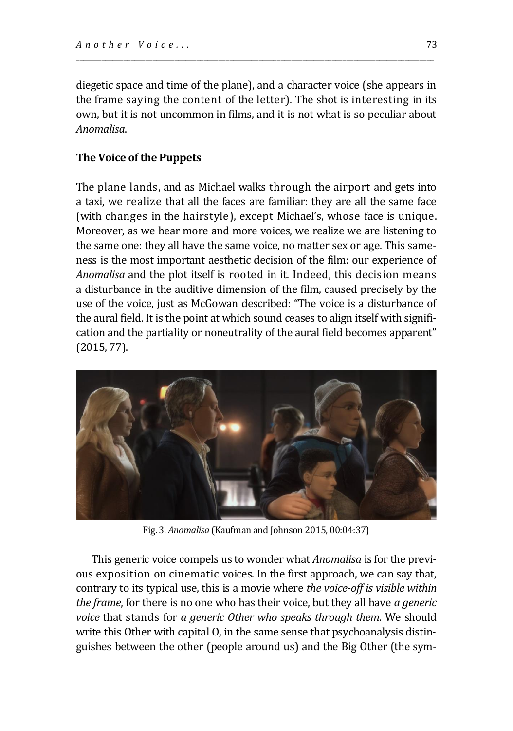diegetic space and time of the plane), and a character voice (she appears in the frame saying the content of the letter). The shot is interesting in its own, but it is not uncommon in films, and it is not what is so peculiar about *Anomalisa*.

## The Voice of the Puppets

The plane lands, and as Michael walks through the airport and gets into a taxi, we realize that all the faces are familiar: they are all the same face (with changes in the hairstyle), except Michael's, whose face is unique. Moreover, as we hear more and more voices, we realize we are listening to the same one: they all have the same voice, no matter sex or age. This sameness is the most important aesthetic decision of the film: our experience of *Anomalisa* and the plot itself is rooted in it. Indeed, this decision means a disturbance in the auditive dimension of the film, caused precisely by the use of the voice, just as McGowan described: "The voice is a disturbance of the aural field. It is the point at which sound ceases to align itself with signification and the partiality or nonneutrality of the aural field becomes apparent" (2015, 77).

Fig. 3. *Anomalisa* (Kaufman and Johnson 2015, 00:04:37)

This generic voice compels us to wonder what *Anomalisa* is for the previous exposition on cinematic voices. In the first approach, we can say that, contrary to its typical use, this is a movie where *the voice-off is visible within the frame*, for there is no one who has their voice, but they all have *a generic voice* that stands for *a generic Other who speaks through them*. We should write this Other with capital O, in the same sense that psychoanalysis distinguishes between the other (people around us) and the Big Other (the sym-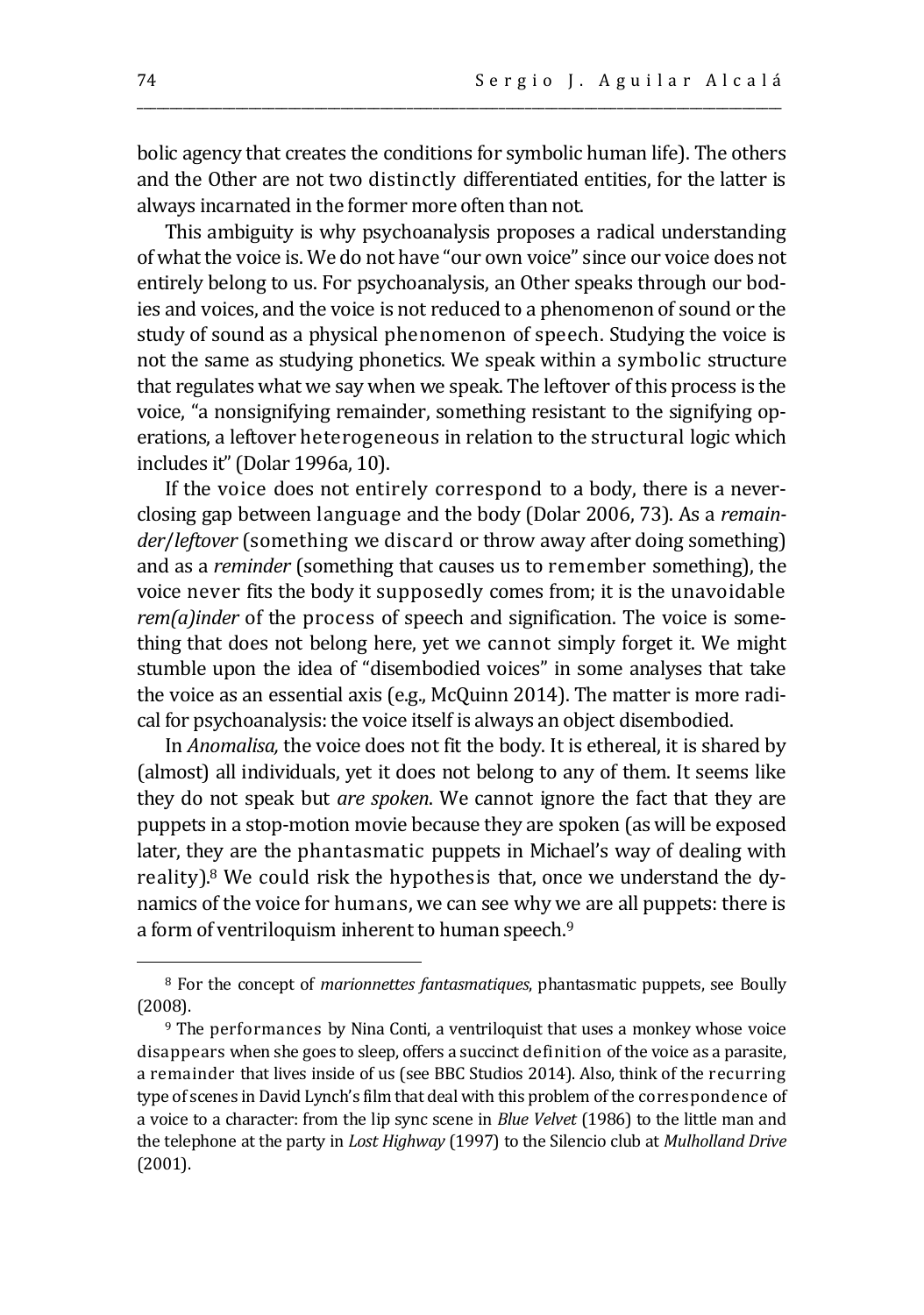bolic agency that creates the conditions for symbolic human life). The others and the Other are not two distinctly differentiated entities, for the latter is always incarnated in the former more often than not.

This ambiguity is why psychoanalysis proposes a radical understanding of what the voice is. We do not have "our own voice" since our voice does not entirely belong to us. For psychoanalysis, an Other speaks through our bodies and voices, and the voice is not reduced to a phenomenon of sound or the study of sound as a physical phenomenon of speech. Studying the voice is not the same as studying phonetics. We speak within a symbolic structure that regulates what we say when we speak. The leftover of this process is the voice, "a nonsignifying remainder, something resistant to the signifying operations, a leftover heterogeneous in relation to the structural logic which includes it" (Dolar 1996a, 10).

If the voice does not entirely correspond to a body, there is a never-closing gap between language and the body (Dolar 2006, 73). As a *remainder*/*leftover* (something we discard or throw away after doing something) and as a *reminder* (something that causes us to remember something), the voice never fits the body it supposedly comes from; it is the unavoidable *rem(a)inder* of the process of speech and signification. The voice is something that does not belong here, yet we cannot simply forget it. We might stumble upon the idea of "disembodied voices" in some analyses that take the voice as an essential axis (e.g., McQuinn 2014). The matter is more radical for psychoanalysis: the voice itself is always an object disembodied.

In *Anomalisa,* the voice does not fit the body. It is ethereal, it is shared by (almost) all individuals, yet it does not belong to any of them. It seems like they do not speak but *are spoken*. We cannot ignore the fact that they are puppets in a stop-motion movie because they are spoken (as will be exposed later, they are the phantasmatic puppets in Michael's way of dealing with reality).[8] We could risk the hypothesis that, once we understand the dynamics of the voice for humans, we can see why we are all puppets: there is a form of ventriloquism inherent to human speech.[9]

---

[8] For the concept of *marionnettes fantasmatiques*, phantasmatic puppets, see Boully (2008).

[9] The performances by Nina Conti, a ventriloquist that uses a monkey whose voice disappears when she goes to sleep, offers a succinct definition of the voice as a parasite, a remainder that lives inside of us (see BBC Studios 2014). Also, think of the recurring type of scenes in David Lynch's film that deal with this problem of the correspondence of a voice to a character: from the lip sync scene in *Blue Velvet* (1986) to the little man and the telephone at the party in *Lost Highway* (1997) to the Silencio club at *Mulholland Drive* (2001).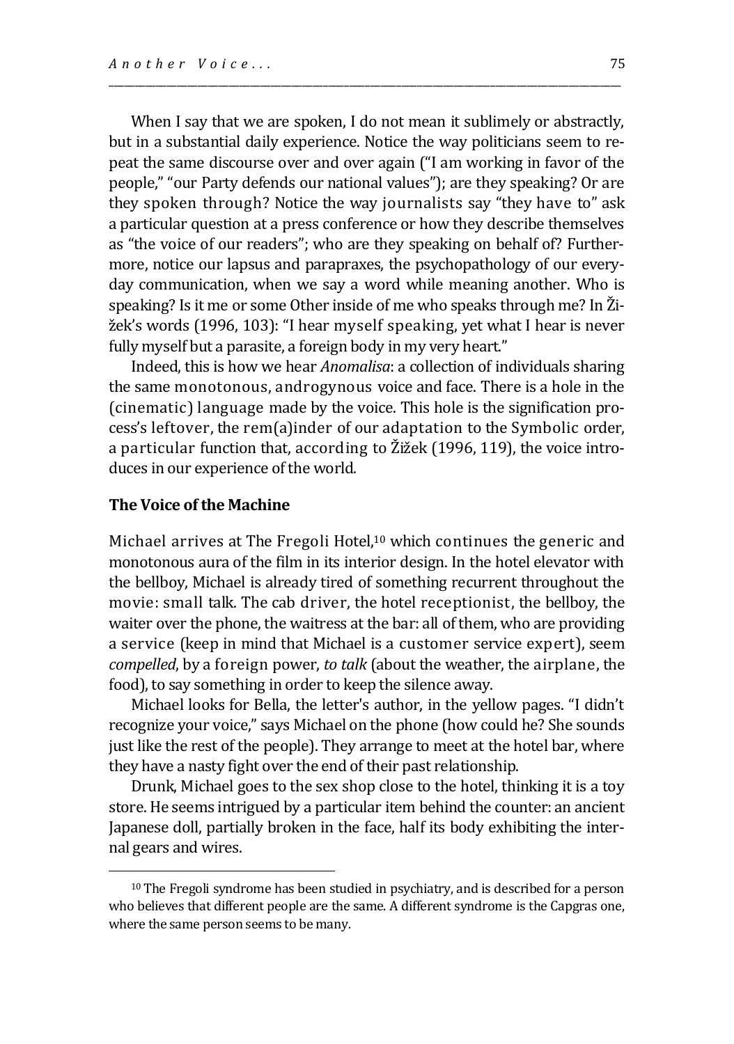When I say that we are spoken, I do not mean it sublimely or abstractly, but in a substantial daily experience. Notice the way politicians seem to repeat the same discourse over and over again ("I am working in favor of the people," "our Party defends our national values"); are they speaking? Or are they spoken through? Notice the way journalists say "they have to" ask a particular question at a press conference or how they describe themselves as "the voice of our readers"; who are they speaking on behalf of? Furthermore, notice our lapsus and parapraxes, the psychopathology of our everyday communication, when we say a word while meaning another. Who is speaking? Is it me or some Other inside of me who speaks through me? In Žižek's words (1996, 103): "I hear myself speaking, yet what I hear is never fully myself but a parasite, a foreign body in my very heart."

Indeed, this is how we hear *Anomalisa*: a collection of individuals sharing the same monotonous, androgynous voice and face. There is a hole in the (cinematic) language made by the voice. This hole is the signification process's leftover, the rem(a)inder of our adaptation to the Symbolic order, a particular function that, according to Žižek (1996, 119), the voice introduces in our experience of the world.

## The Voice of the Machine

Michael arrives at The Fregoli Hotel,[10] which continues the generic and monotonous aura of the film in its interior design. In the hotel elevator with the bellboy, Michael is already tired of something recurrent throughout the movie: small talk. The cab driver, the hotel receptionist, the bellboy, the waiter over the phone, the waitress at the bar: all of them, who are providing a service (keep in mind that Michael is a customer service expert), seem *compelled*, by a foreign power, *to talk* (about the weather, the airplane, the food), to say something in order to keep the silence away.

Michael looks for Bella, the letter's author, in the yellow pages. "I didn't recognize your voice," says Michael on the phone (how could he? She sounds just like the rest of the people). They arrange to meet at the hotel bar, where they have a nasty fight over the end of their past relationship.

Drunk, Michael goes to the sex shop close to the hotel, thinking it is a toy store. He seems intrigued by a particular item behind the counter: an ancient Japanese doll, partially broken in the face, half its body exhibiting the internal gears and wires.

[10] The Fregoli syndrome has been studied in psychiatry, and is described for a person who believes that different people are the same. A different syndrome is the Capgras one, where the same person seems to be many.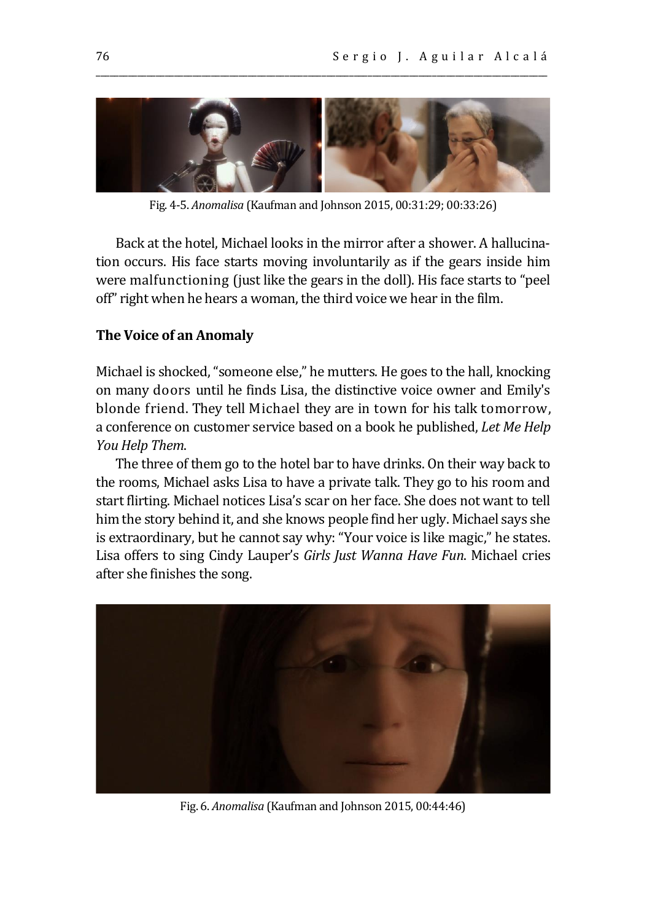Fig. 4-5. *Anomalisa* (Kaufman and Johnson 2015, 00:31:29; 00:33:26)

Back at the hotel, Michael looks in the mirror after a shower. A hallucination occurs. His face starts moving involuntarily as if the gears inside him were malfunctioning (just like the gears in the doll). His face starts to "peel off" right when he hears a woman, the third voice we hear in the film.

## The Voice of an Anomaly

Michael is shocked, "someone else," he mutters. He goes to the hall, knocking on many doors until he finds Lisa, the distinctive voice owner and Emily's blonde friend. They tell Michael they are in town for his talk tomorrow, a conference on customer service based on a book he published, *Let Me Help You Help Them*.

The three of them go to the hotel bar to have drinks. On their way back to the rooms, Michael asks Lisa to have a private talk. They go to his room and start flirting. Michael notices Lisa's scar on her face. She does not want to tell him the story behind it, and she knows people find her ugly. Michael says she is extraordinary, but he cannot say why: "Your voice is like magic," he states. Lisa offers to sing Cindy Lauper's *Girls Just Wanna Have Fun*. Michael cries after she finishes the song.

Fig. 6. *Anomalisa* (Kaufman and Johnson 2015, 00:44:46)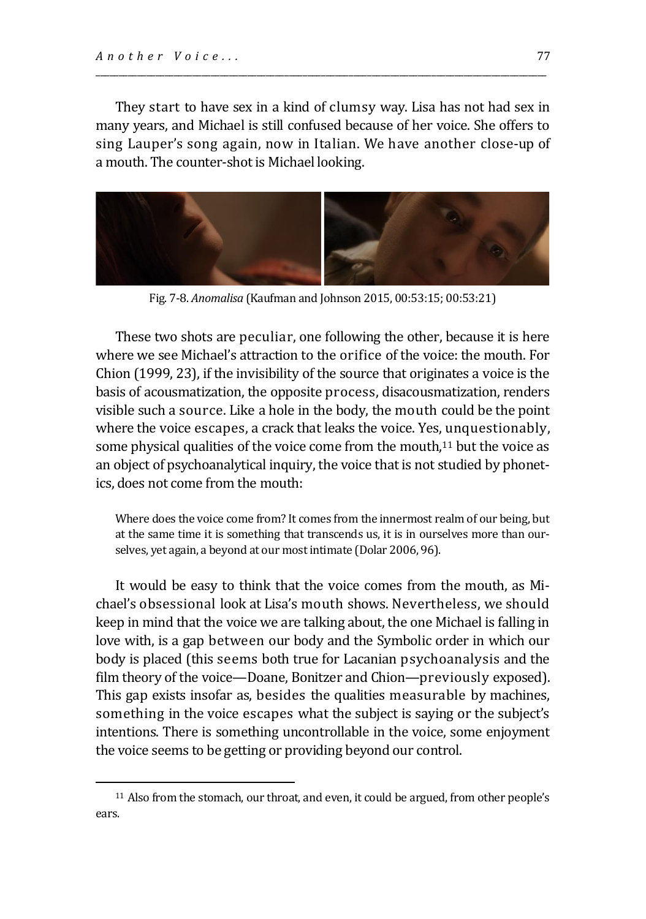They start to have sex in a kind of clumsy way. Lisa has not had sex in many years, and Michael is still confused because of her voice. She offers to sing Lauper's song again, now in Italian. We have another close-up of a mouth. The counter-shot is Michael looking.

Fig. 7-8. *Anomalisa* (Kaufman and Johnson 2015, 00:53:15; 00:53:21)

These two shots are peculiar, one following the other, because it is here where we see Michael's attraction to the orifice of the voice: the mouth. For Chion (1999, 23), if the invisibility of the source that originates a voice is the basis of acousmatization, the opposite process, disacousmatization, renders visible such a source. Like a hole in the body, the mouth could be the point where the voice escapes, a crack that leaks the voice. Yes, unquestionably, some physical qualities of the voice come from the mouth,[11] but the voice as an object of psychoanalytical inquiry, the voice that is not studied by phonetics, does not come from the mouth:

> Where does the voice come from? It comes from the innermost realm of our being, but at the same time it is something that transcends us, it is in ourselves more than ourselves, yet again, a beyond at our most intimate (Dolar 2006, 96).

It would be easy to think that the voice comes from the mouth, as Michael's obsessional look at Lisa's mouth shows. Nevertheless, we should keep in mind that the voice we are talking about, the one Michael is falling in love with, is a gap between our body and the Symbolic order in which our body is placed (this seems both true for Lacanian psychoanalysis and the film theory of the voice—Doane, Bonitzer and Chion—previously exposed). This gap exists insofar as, besides the qualities measurable by machines, something in the voice escapes what the subject is saying or the subject's intentions. There is something uncontrollable in the voice, some enjoyment the voice seems to be getting or providing beyond our control.

---

[11] Also from the stomach, our throat, and even, it could be argued, from other people's ears.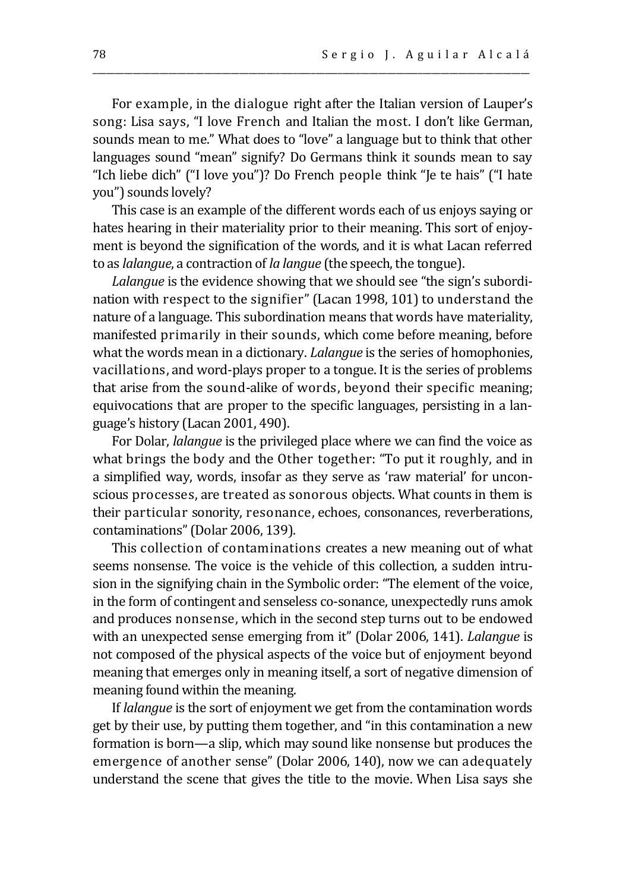For example, in the dialogue right after the Italian version of Lauper's song: Lisa says, "I love French and Italian the most. I don't like German, sounds mean to me." What does to "love" a language but to think that other languages sound "mean" signify? Do Germans think it sounds mean to say "Ich liebe dich" ("I love you")? Do French people think "Je te hais" ("I hate you") sounds lovely?

This case is an example of the different words each of us enjoys saying or hates hearing in their materiality prior to their meaning. This sort of enjoyment is beyond the signification of the words, and it is what Lacan referred to as *lalangue*, a contraction of *la langue* (the speech, the tongue).

*Lalangue* is the evidence showing that we should see "the sign's subordination with respect to the signifier" (Lacan 1998, 101) to understand the nature of a language. This subordination means that words have materiality, manifested primarily in their sounds, which come before meaning, before what the words mean in a dictionary. *Lalangue* is the series of homophonies, vacillations, and word-plays proper to a tongue. It is the series of problems that arise from the sound-alike of words, beyond their specific meaning; equivocations that are proper to the specific languages, persisting in a language's history (Lacan 2001, 490).

For Dolar, *lalangue* is the privileged place where we can find the voice as what brings the body and the Other together: "To put it roughly, and in a simplified way, words, insofar as they serve as 'raw material' for unconscious processes, are treated as sonorous objects. What counts in them is their particular sonority, resonance, echoes, consonances, reverberations, contaminations" (Dolar 2006, 139).

This collection of contaminations creates a new meaning out of what seems nonsense. The voice is the vehicle of this collection, a sudden intrusion in the signifying chain in the Symbolic order: "The element of the voice, in the form of contingent and senseless co-sonance, unexpectedly runs amok and produces nonsense, which in the second step turns out to be endowed with an unexpected sense emerging from it" (Dolar 2006, 141). *Lalangue* is not composed of the physical aspects of the voice but of enjoyment beyond meaning that emerges only in meaning itself, a sort of negative dimension of meaning found within the meaning.

If *lalangue* is the sort of enjoyment we get from the contamination words get by their use, by putting them together, and "in this contamination a new formation is born—a slip, which may sound like nonsense but produces the emergence of another sense" (Dolar 2006, 140), now we can adequately understand the scene that gives the title to the movie. When Lisa says she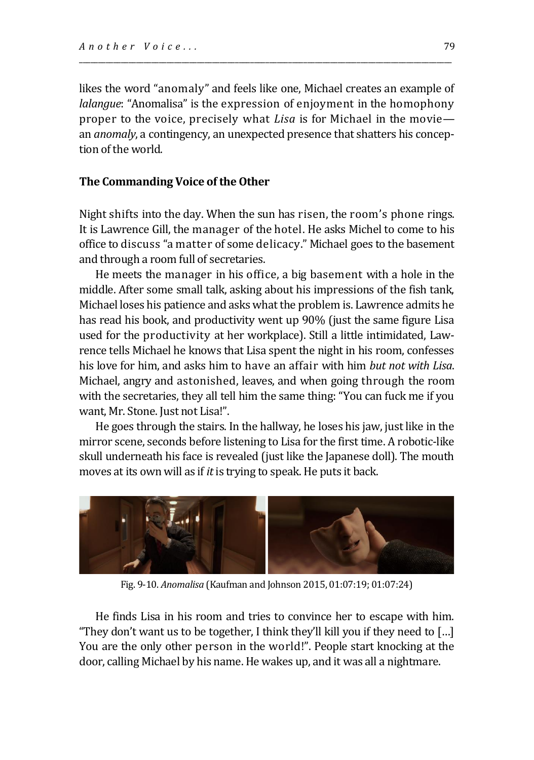likes the word "anomaly" and feels like one, Michael creates an example of *lalangue*: "Anomalisa" is the expression of enjoyment in the homophony proper to the voice, precisely what *Lisa* is for Michael in the movie—an *anomaly*, a contingency, an unexpected presence that shatters his conception of the world.

## The Commanding Voice of the Other

Night shifts into the day. When the sun has risen, the room's phone rings. It is Lawrence Gill, the manager of the hotel. He asks Michel to come to his office to discuss "a matter of some delicacy." Michael goes to the basement and through a room full of secretaries.

He meets the manager in his office, a big basement with a hole in the middle. After some small talk, asking about his impressions of the fish tank, Michael loses his patience and asks what the problem is. Lawrence admits he has read his book, and productivity went up 90% (just the same figure Lisa used for the productivity at her workplace). Still a little intimidated, Lawrence tells Michael he knows that Lisa spent the night in his room, confesses his love for him, and asks him to have an affair with him *but not with Lisa*. Michael, angry and astonished, leaves, and when going through the room with the secretaries, they all tell him the same thing: "You can fuck me if you want, Mr. Stone. Just not Lisa!".

He goes through the stairs. In the hallway, he loses his jaw, just like in the mirror scene, seconds before listening to Lisa for the first time. A robotic-like skull underneath his face is revealed (just like the Japanese doll). The mouth moves at its own will as if *it* is trying to speak. He puts it back.

Fig. 9-10. *Anomalisa* (Kaufman and Johnson 2015, 01:07:19; 01:07:24)

He finds Lisa in his room and tries to convince her to escape with him. "They don't want us to be together, I think they'll kill you if they need to [...] You are the only other person in the world!". People start knocking at the door, calling Michael by his name. He wakes up, and it was all a nightmare.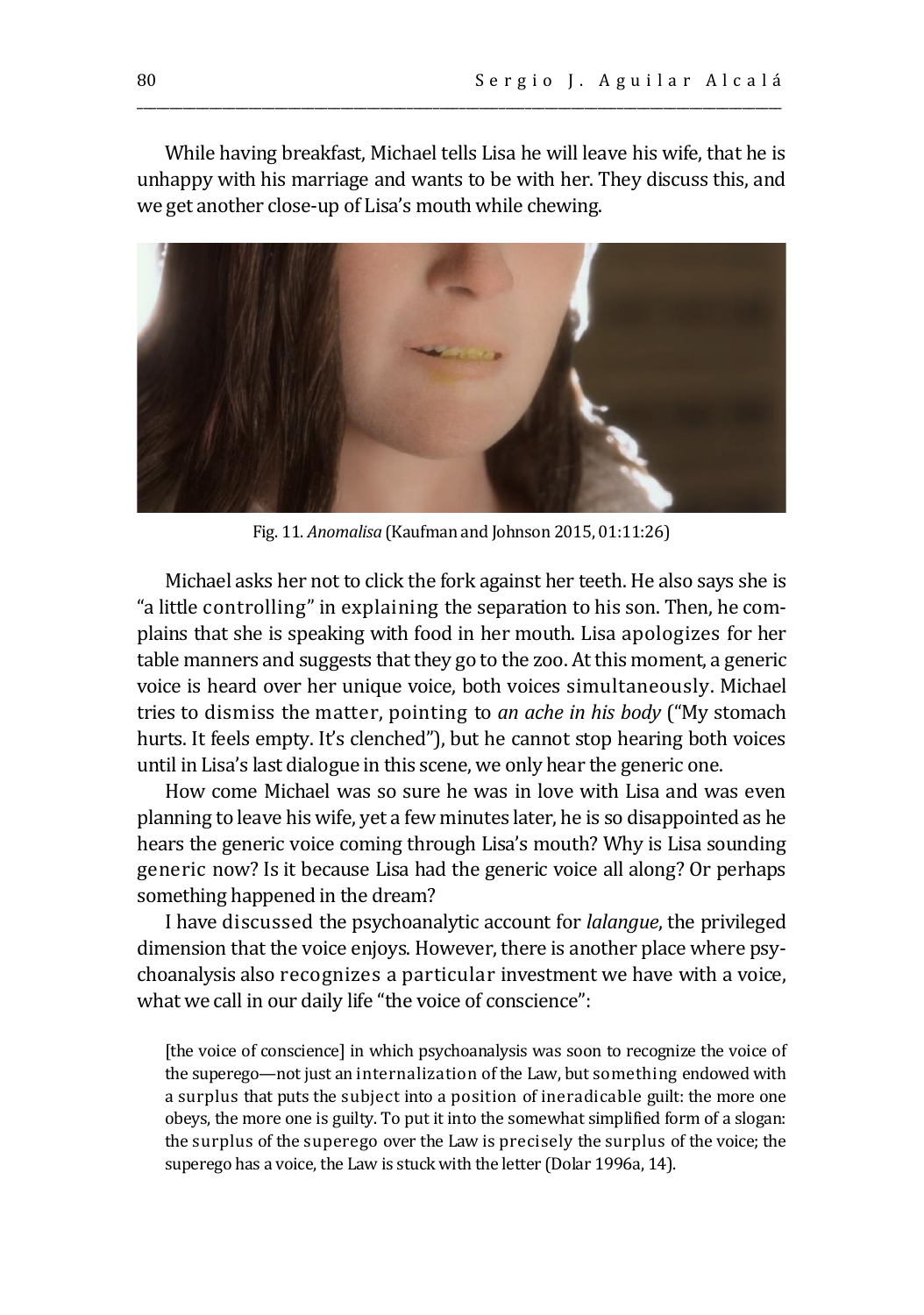While having breakfast, Michael tells Lisa he will leave his wife, that he is unhappy with his marriage and wants to be with her. They discuss this, and we get another close-up of Lisa's mouth while chewing.

Fig. 11. *Anomalisa* (Kaufman and Johnson 2015, 01:11:26)

Michael asks her not to click the fork against her teeth. He also says she is "a little controlling" in explaining the separation to his son. Then, he complains that she is speaking with food in her mouth. Lisa apologizes for her table manners and suggests that they go to the zoo. At this moment, a generic voice is heard over her unique voice, both voices simultaneously. Michael tries to dismiss the matter, pointing to *an ache in his body* ("My stomach hurts. It feels empty. It's clenched"), but he cannot stop hearing both voices until in Lisa's last dialogue in this scene, we only hear the generic one.

How come Michael was so sure he was in love with Lisa and was even planning to leave his wife, yet a few minutes later, he is so disappointed as he hears the generic voice coming through Lisa's mouth? Why is Lisa sounding generic now? Is it because Lisa had the generic voice all along? Or perhaps something happened in the dream?

I have discussed the psychoanalytic account for *lalangue*, the privileged dimension that the voice enjoys. However, there is another place where psychoanalysis also recognizes a particular investment we have with a voice, what we call in our daily life "the voice of conscience":

> [the voice of conscience] in which psychoanalysis was soon to recognize the voice of the superego—not just an internalization of the Law, but something endowed with a surplus that puts the subject into a position of ineradicable guilt: the more one obeys, the more one is guilty. To put it into the somewhat simplified form of a slogan: the surplus of the superego over the Law is precisely the surplus of the voice; the superego has a voice, the Law is stuck with the letter (Dolar 1996a, 14).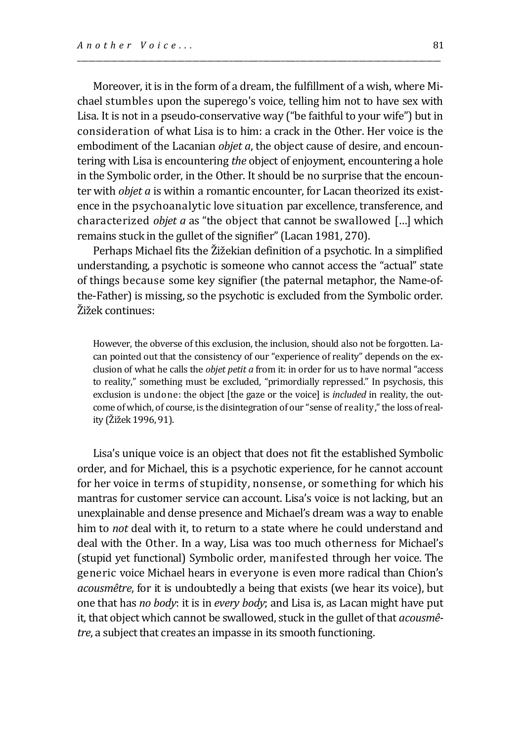Moreover, it is in the form of a dream, the fulfillment of a wish, where Michael stumbles upon the superego's voice, telling him not to have sex with Lisa. It is not in a pseudo-conservative way ("be faithful to your wife") but in consideration of what Lisa is to him: a crack in the Other. Her voice is the embodiment of the Lacanian *objet a*, the object cause of desire, and encountering with Lisa is encountering *the* object of enjoyment, encountering a hole in the Symbolic order, in the Other. It should be no surprise that the encounter with *objet a* is within a romantic encounter, for Lacan theorized its existence in the psychoanalytic love situation par excellence, transference, and characterized *objet a* as "the object that cannot be swallowed […] which remains stuck in the gullet of the signifier" (Lacan 1981, 270).

Perhaps Michael fits the Žižekian definition of a psychotic. In a simplified understanding, a psychotic is someone who cannot access the "actual" state of things because some key signifier (the paternal metaphor, the Name-of-the-Father) is missing, so the psychotic is excluded from the Symbolic order. Žižek continues:

> However, the obverse of this exclusion, the inclusion, should also not be forgotten. Lacan pointed out that the consistency of our "experience of reality" depends on the exclusion of what he calls the *objet petit a* from it: in order for us to have normal "access to reality," something must be excluded, "primordially repressed." In psychosis, this exclusion is undone: the object [the gaze or the voice] is *included* in reality, the outcome of which, of course, is the disintegration of our "sense of reality," the loss of reality (Žižek 1996, 91).

Lisa's unique voice is an object that does not fit the established Symbolic order, and for Michael, this is a psychotic experience, for he cannot account for her voice in terms of stupidity, nonsense, or something for which his mantras for customer service can account. Lisa's voice is not lacking, but an unexplainable and dense presence and Michael's dream was a way to enable him to *not* deal with it, to return to a state where he could understand and deal with the Other. In a way, Lisa was too much otherness for Michael's (stupid yet functional) Symbolic order, manifested through her voice. The generic voice Michael hears in everyone is even more radical than Chion's *acousmêtre*, for it is undoubtedly a being that exists (we hear its voice), but one that has *no body*: it is in *every body*; and Lisa is, as Lacan might have put it, that object which cannot be swallowed, stuck in the gullet of that *acousmêtre*, a subject that creates an impasse in its smooth functioning.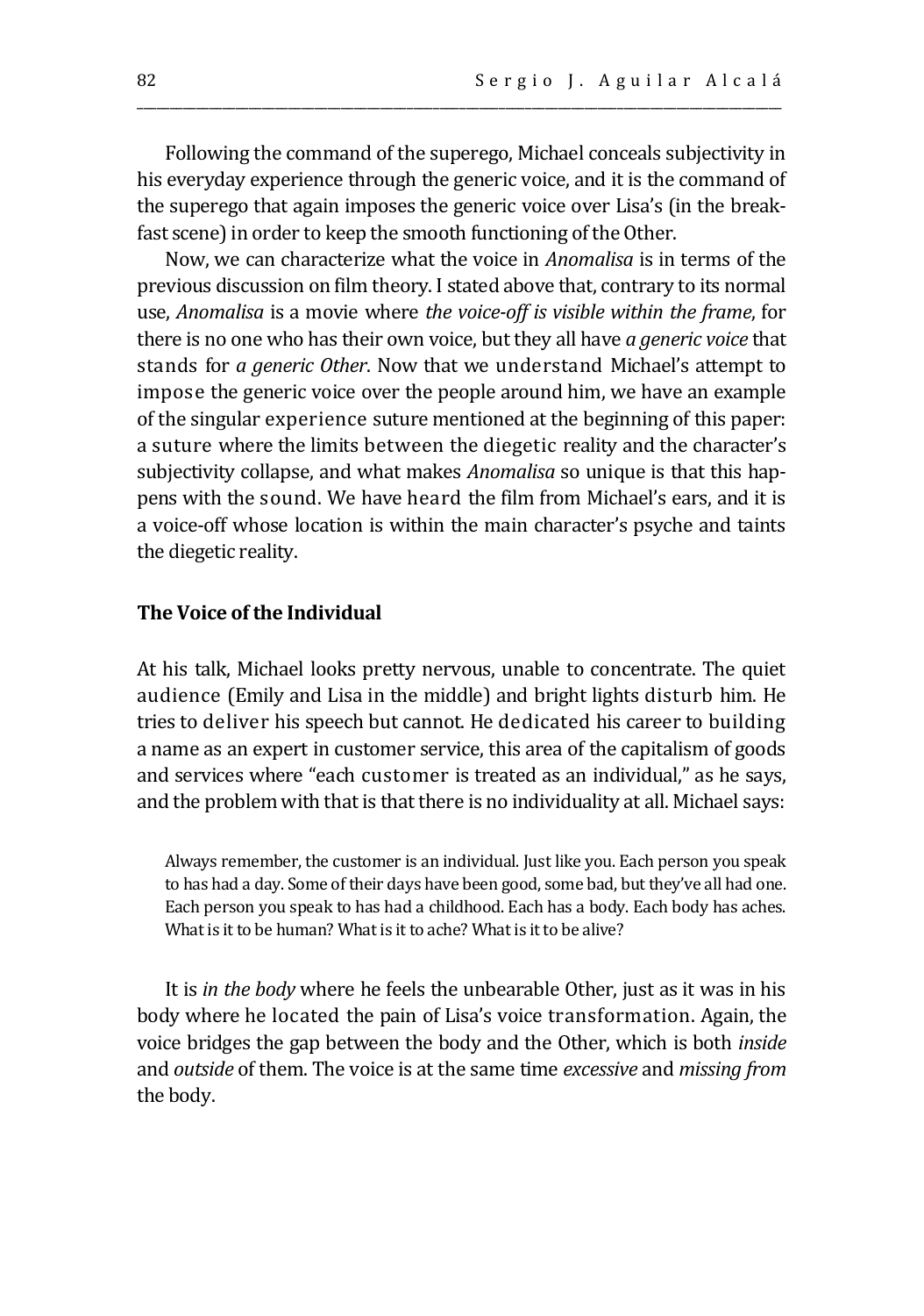Following the command of the superego, Michael conceals subjectivity in his everyday experience through the generic voice, and it is the command of the superego that again imposes the generic voice over Lisa's (in the breakfast scene) in order to keep the smooth functioning of the Other.

Now, we can characterize what the voice in *Anomalisa* is in terms of the previous discussion on film theory. I stated above that, contrary to its normal use, *Anomalisa* is a movie where *the voice-off is visible within the frame*, for there is no one who has their own voice, but they all have *a generic voice* that stands for *a generic Other*. Now that we understand Michael's attempt to impose the generic voice over the people around him, we have an example of the singular experience suture mentioned at the beginning of this paper: a suture where the limits between the diegetic reality and the character's subjectivity collapse, and what makes *Anomalisa* so unique is that this happens with the sound. We have heard the film from Michael's ears, and it is a voice-off whose location is within the main character's psyche and taints the diegetic reality.

## The Voice of the Individual

At his talk, Michael looks pretty nervous, unable to concentrate. The quiet audience (Emily and Lisa in the middle) and bright lights disturb him. He tries to deliver his speech but cannot. He dedicated his career to building a name as an expert in customer service, this area of the capitalism of goods and services where "each customer is treated as an individual," as he says, and the problem with that is that there is no individuality at all. Michael says:

> Always remember, the customer is an individual. Just like you. Each person you speak to has had a day. Some of their days have been good, some bad, but they've all had one. Each person you speak to has had a childhood. Each has a body. Each body has aches. What is it to be human? What is it to ache? What is it to be alive?

It is *in the body* where he feels the unbearable Other, just as it was in his body where he located the pain of Lisa's voice transformation. Again, the voice bridges the gap between the body and the Other, which is both *inside* and *outside* of them. The voice is at the same time *excessive* and *missing from* the body.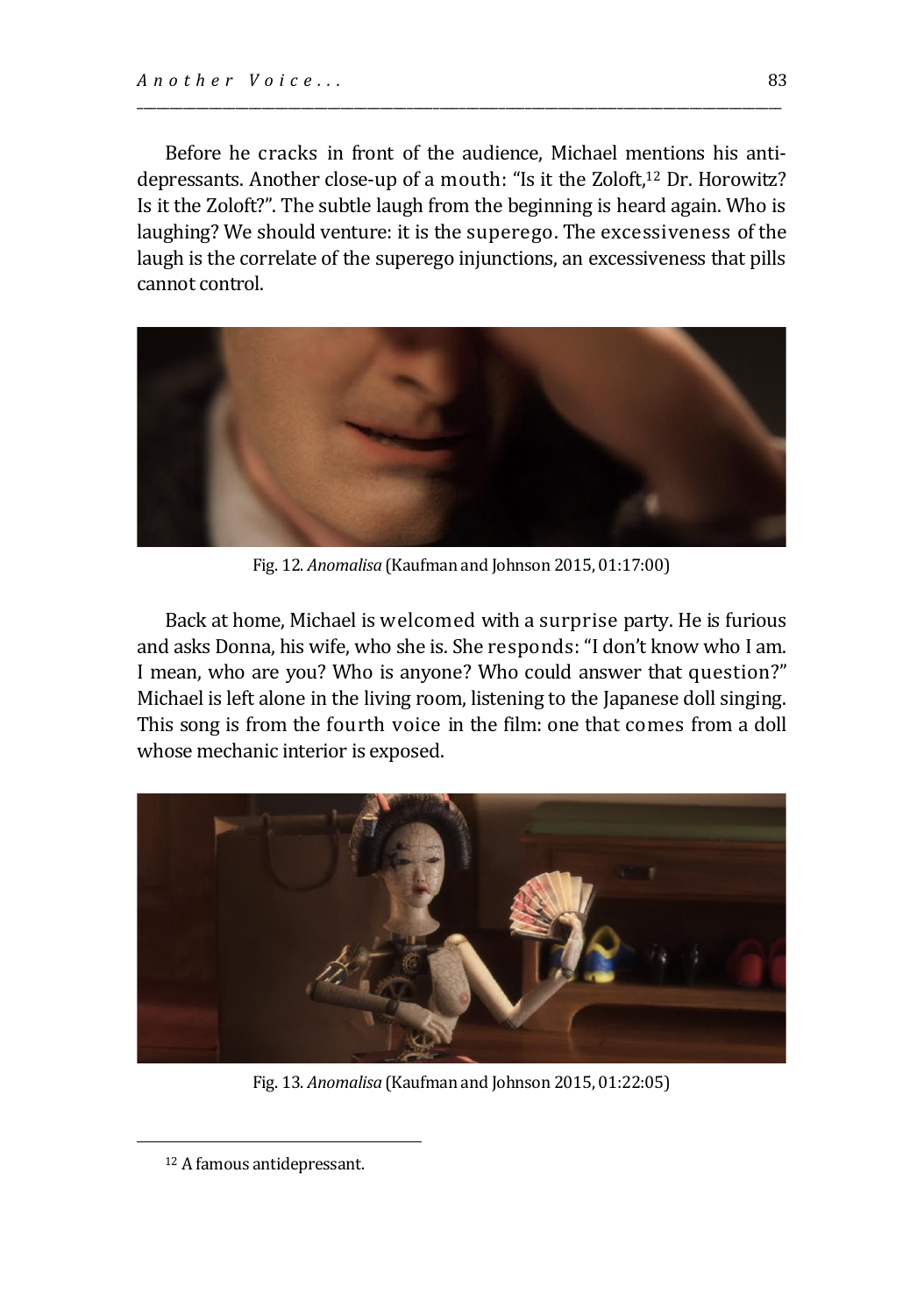Before he cracks in front of the audience, Michael mentions his antidepressants. Another close-up of a mouth: "Is it the Zoloft,[12] Dr. Horowitz? Is it the Zoloft?". The subtle laugh from the beginning is heard again. Who is laughing? We should venture: it is the superego. The excessiveness of the laugh is the correlate of the superego injunctions, an excessiveness that pills cannot control.

Fig. 12. *Anomalisa* (Kaufman and Johnson 2015, 01:17:00)

Back at home, Michael is welcomed with a surprise party. He is furious and asks Donna, his wife, who she is. She responds: "I don't know who I am. I mean, who are you? Who is anyone? Who could answer that question?" Michael is left alone in the living room, listening to the Japanese doll singing. This song is from the fourth voice in the film: one that comes from a doll whose mechanic interior is exposed.

Fig. 13. *Anomalisa* (Kaufman and Johnson 2015, 01:22:05)

[12] A famous antidepressant.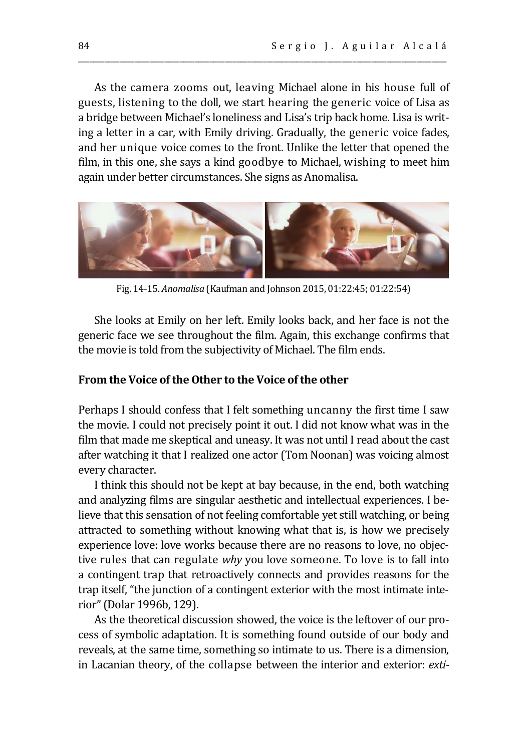As the camera zooms out, leaving Michael alone in his house full of guests, listening to the doll, we start hearing the generic voice of Lisa as a bridge between Michael's loneliness and Lisa's trip back home. Lisa is writing a letter in a car, with Emily driving. Gradually, the generic voice fades, and her unique voice comes to the front. Unlike the letter that opened the film, in this one, she says a kind goodbye to Michael, wishing to meet him again under better circumstances. She signs as Anomalisa.

Fig. 14-15. *Anomalisa* (Kaufman and Johnson 2015, 01:22:45; 01:22:54)

She looks at Emily on her left. Emily looks back, and her face is not the generic face we see throughout the film. Again, this exchange confirms that the movie is told from the subjectivity of Michael. The film ends.

**From the Voice of the Other to the Voice of the other**

Perhaps I should confess that I felt something uncanny the first time I saw the movie. I could not precisely point it out. I did not know what was in the film that made me skeptical and uneasy. It was not until I read about the cast after watching it that I realized one actor (Tom Noonan) was voicing almost every character.

I think this should not be kept at bay because, in the end, both watching and analyzing films are singular aesthetic and intellectual experiences. I believe that this sensation of not feeling comfortable yet still watching, or being attracted to something without knowing what that is, is how we precisely experience love: love works because there are no reasons to love, no objective rules that can regulate *why* you love someone. To love is to fall into a contingent trap that retroactively connects and provides reasons for the trap itself, "the junction of a contingent exterior with the most intimate interior" (Dolar 1996b, 129).

As the theoretical discussion showed, the voice is the leftover of our process of symbolic adaptation. It is something found outside of our body and reveals, at the same time, something so intimate to us. There is a dimension, in Lacanian theory, of the collapse between the interior and exterior: *exti-*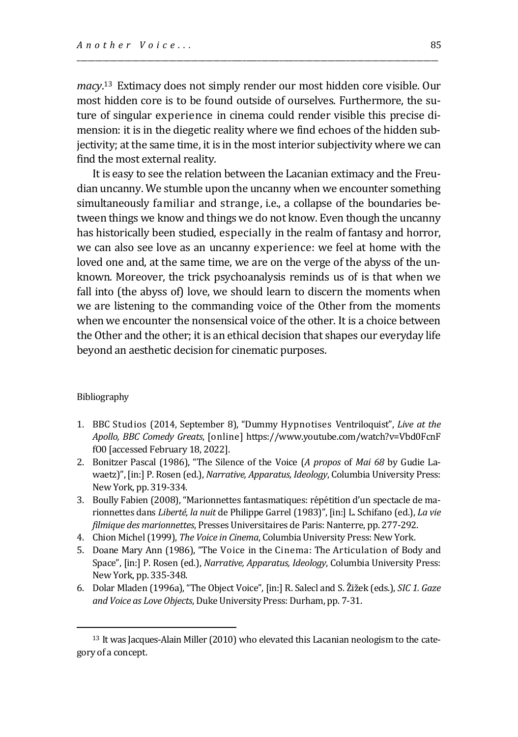*macy*.[13] Extimacy does not simply render our most hidden core visible. Our most hidden core is to be found outside of ourselves. Furthermore, the suture of singular experience in cinema could render visible this precise dimension: it is in the diegetic reality where we find echoes of the hidden subjectivity; at the same time, it is in the most interior subjectivity where we can find the most external reality.

It is easy to see the relation between the Lacanian extimacy and the Freudian uncanny. We stumble upon the uncanny when we encounter something simultaneously familiar and strange, i.e., a collapse of the boundaries between things we know and things we do not know. Even though the uncanny has historically been studied, especially in the realm of fantasy and horror, we can also see love as an uncanny experience: we feel at home with the loved one and, at the same time, we are on the verge of the abyss of the unknown. Moreover, the trick psychoanalysis reminds us of is that when we fall into (the abyss of) love, we should learn to discern the moments when we are listening to the commanding voice of the Other from the moments when we encounter the nonsensical voice of the other. It is a choice between the Other and the other; it is an ethical decision that shapes our everyday life beyond an aesthetic decision for cinematic purposes.

Bibliography

1. BBC Studios (2014, September 8), "Dummy Hypnotises Ventriloquist", *Live at the Apollo, BBC Comedy Greats*, [online] https://www.youtube.com/watch?v=Vbd0FcnFfO0 [accessed February 18, 2022].
2. Bonitzer Pascal (1986), "The Silence of the Voice (*A propos* of *Mai 68* by Gudie Lawaetz)", [in:] P. Rosen (ed.), *Narrative, Apparatus, Ideology*, Columbia University Press: New York, pp. 319-334.
3. Boully Fabien (2008), "Marionnettes fantasmatiques: répétition d'un spectacle de marionnettes dans *Liberté, la nuit* de Philippe Garrel (1983)", [in:] L. Schifano (ed.), *La vie filmique des marionnettes*, Presses Universitaires de Paris: Nanterre, pp. 277-292.
4. Chion Michel (1999), *The Voice in Cinema*, Columbia University Press: New York.
5. Doane Mary Ann (1986), "The Voice in the Cinema: The Articulation of Body and Space", [in:] P. Rosen (ed.), *Narrative, Apparatus, Ideology*, Columbia University Press: New York, pp. 335-348.
6. Dolar Mladen (1996a), "The Object Voice", [in:] R. Salecl and S. Žižek (eds.), *SIC 1. Gaze and Voice as Love Objects*, Duke University Press: Durham, pp. 7-31.

[13] It was Jacques-Alain Miller (2010) who elevated this Lacanian neologism to the category of a concept.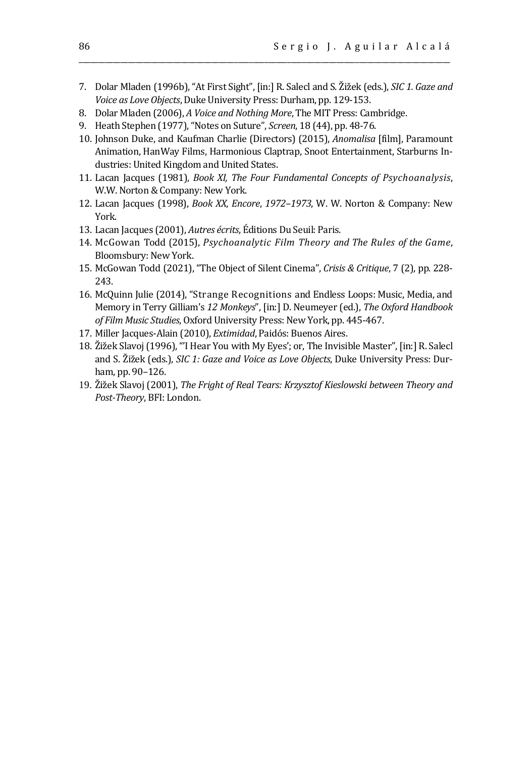7. Dolar Mladen (1996b), "At First Sight", [in:] R. Salecl and S. Žižek (eds.), *SIC 1. Gaze and Voice as Love Objects*, Duke University Press: Durham, pp. 129-153.
8. Dolar Mladen (2006), *A Voice and Nothing More*, The MIT Press: Cambridge.
9. Heath Stephen (1977), "Notes on Suture", *Screen*, 18 (44), pp. 48-76.
10. Johnson Duke, and Kaufman Charlie (Directors) (2015), *Anomalisa* [film], Paramount Animation, HanWay Films, Harmonious Claptrap, Snoot Entertainment, Starburns Industries: United Kingdom and United States.
11. Lacan Jacques (1981), *Book XI, The Four Fundamental Concepts of Psychoanalysis*, W.W. Norton & Company: New York.
12. Lacan Jacques (1998), *Book XX, Encore, 1972–1973*, W. W. Norton & Company: New York.
13. Lacan Jacques (2001), *Autres écrits*, Éditions Du Seuil: Paris.
14. McGowan Todd (2015), *Psychoanalytic Film Theory and The Rules of the Game*, Bloomsbury: New York.
15. McGowan Todd (2021), "The Object of Silent Cinema", *Crisis & Critique*, 7 (2), pp. 228-243.
16. McQuinn Julie (2014), "Strange Recognitions and Endless Loops: Music, Media, and Memory in Terry Gilliam's *12 Monkeys*", [in:] D. Neumeyer (ed.), *The Oxford Handbook of Film Music Studies*, Oxford University Press: New York, pp. 445-467.
17. Miller Jacques-Alain (2010), *Extimidad*, Paidós: Buenos Aires.
18. Žižek Slavoj (1996), "'I Hear You with My Eyes'; or, The Invisible Master", [in:] R. Salecl and S. Žižek (eds.), *SIC 1: Gaze and Voice as Love Objects*, Duke University Press: Durham, pp. 90–126.
19. Žižek Slavoj (2001), *The Fright of Real Tears: Krzysztof Kieslowski between Theory and Post-Theory*, BFI: London.